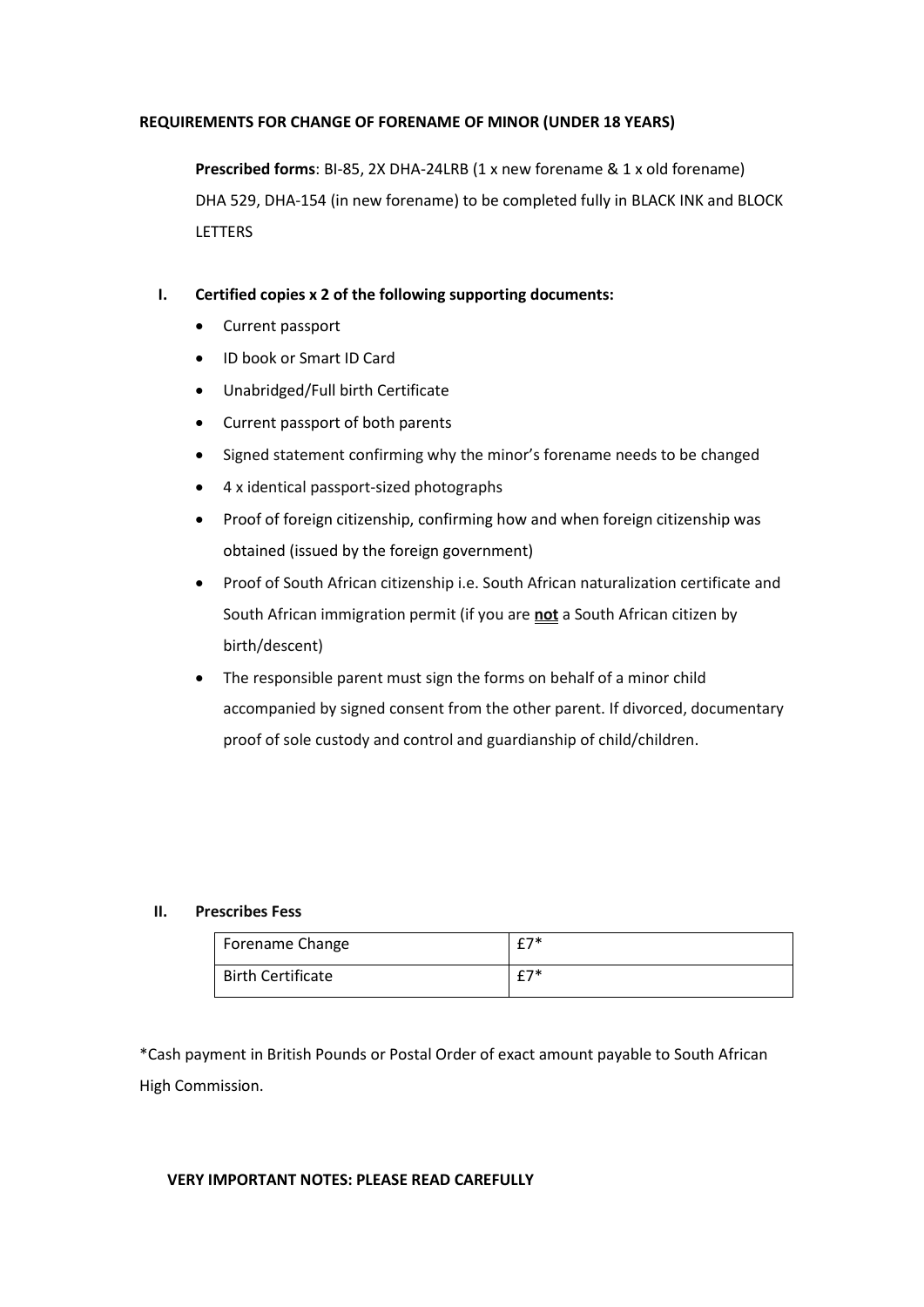**REQUIREMENTS FOR CHANGE OF FORENAME OF MINOR (UNDER 18 YEARS)**

**Prescribed forms**: BI-85, 2X DHA-24LRB (1 x new forename & 1 x old forename) DHA 529, DHA-154 (in new forename) to be completed fully in BLACK INK and BLOCK LETTERS

**I. Certified copies x 2 of the following supporting documents:**

- Current passport
- ID book or Smart ID Card
- Unabridged/Full birth Certificate
- Current passport of both parents
- Signed statement confirming why the minor's forename needs to be changed
- 4 x identical passport-sized photographs
- Proof of foreign citizenship, confirming how and when foreign citizenship was obtained (issued by the foreign government)
- Proof of South African citizenship i.e. South African naturalization certificate and South African immigration permit (if you are **not** a South African citizen by birth/descent)
- The responsible parent must sign the forms on behalf of a minor child accompanied by signed consent from the other parent. If divorced, documentary proof of sole custody and control and guardianship of child/children.

**II. Prescribes Fess**

| Forename Change | £7* |
|---|---|
| Birth Certificate | £7* |

*Cash payment in British Pounds or Postal Order of exact amount payable to South African High Commission.

**VERY IMPORTANT NOTES: PLEASE READ CAREFULLY**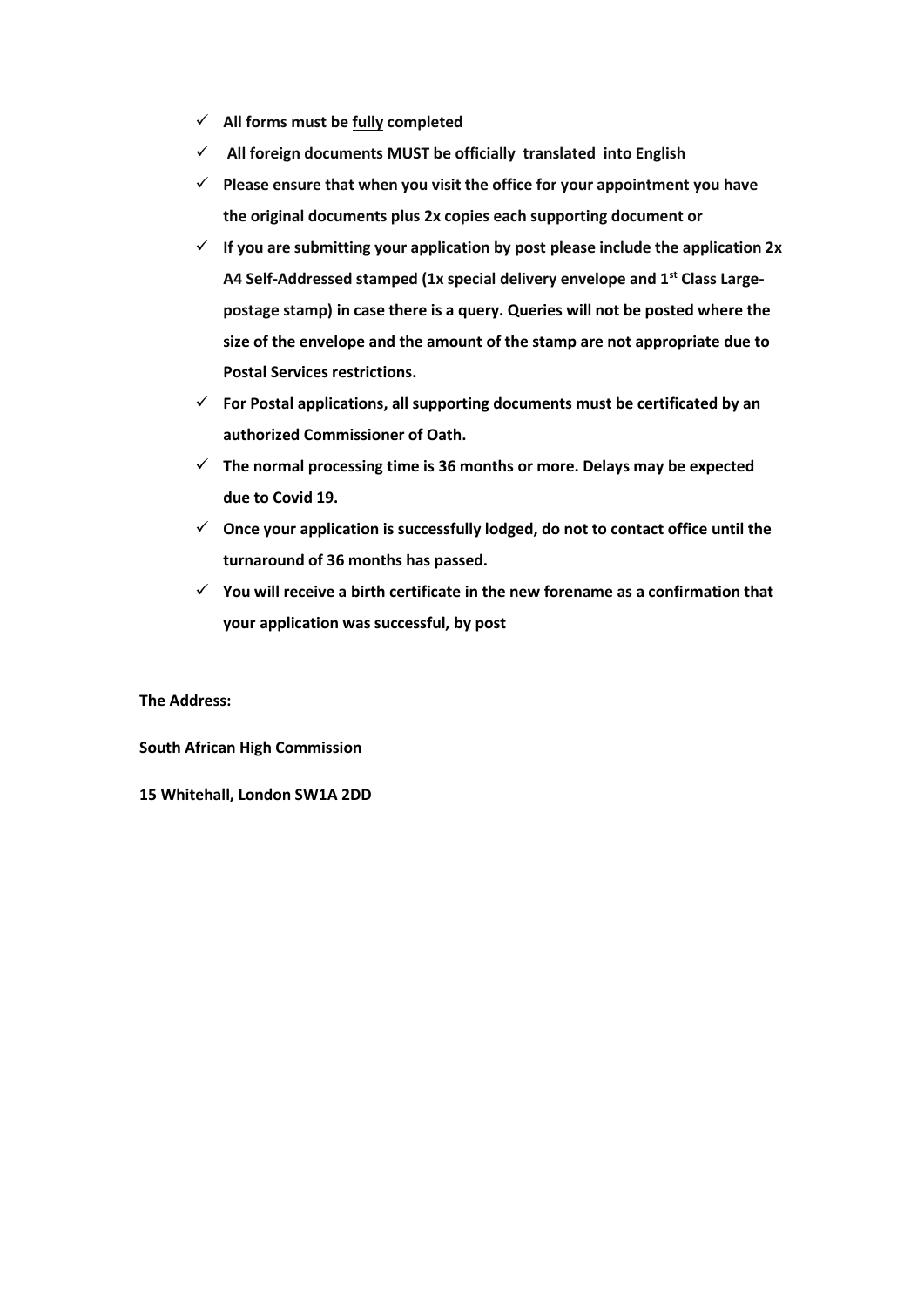- ✓ **All forms must be <u>fully</u> completed**
- ✓ **All foreign documents MUST be officially translated into English**
- ✓ **Please ensure that when you visit the office for your appointment you have the original documents plus 2x copies each supporting document or**
- ✓ **If you are submitting your application by post please include the application 2x A4 Self-Addressed stamped (1x special delivery envelope and 1st Class Large-postage stamp) in case there is a query. Queries will not be posted where the size of the envelope and the amount of the stamp are not appropriate due to Postal Services restrictions.**
- ✓ **For Postal applications, all supporting documents must be certificated by an authorized Commissioner of Oath.**
- ✓ **The normal processing time is 36 months or more. Delays may be expected due to Covid 19.**
- ✓ **Once your application is successfully lodged, do not to contact office until the turnaround of 36 months has passed.**
- ✓ **You will receive a birth certificate in the new forename as a confirmation that your application was successful, by post**

**The Address:**

**South African High Commission**

**15 Whitehall, London SW1A 2DD**